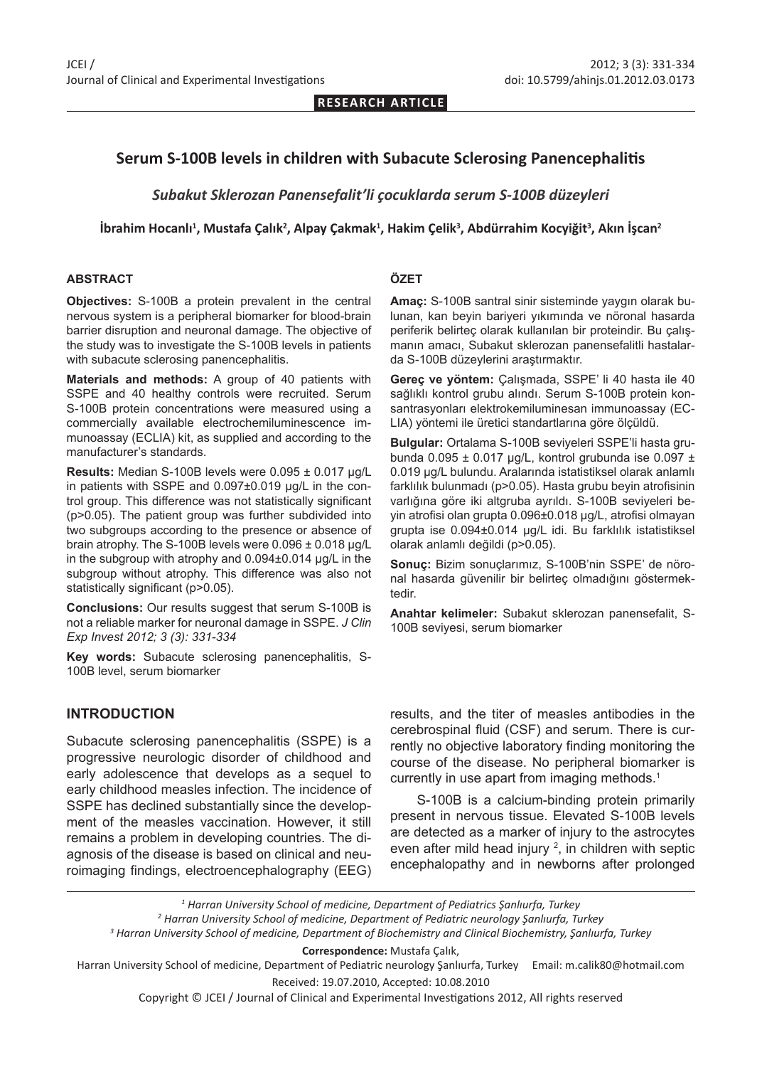**RESEARCH ARTICLE**

# Serum S-100B levels in children with Subacute Sclerosing Panencephalitis

## *Subakut Sklerozan Panensefalit'li çocuklarda serum S-100B düzeyleri*

**İbrahim Hocanlı[1], Mustafa Çalık[2], Alpay Çakmak[1], Hakim Çelik[3], Abdürrahim Kocyiğit[3], Akın İşcan[2]**

### ABSTRACT

**Objectives:** S-100B a protein prevalent in the central nervous system is a peripheral biomarker for blood-brain barrier disruption and neuronal damage. The objective of the study was to investigate the S-100B levels in patients with subacute sclerosing panencephalitis.

**Materials and methods:** A group of 40 patients with SSPE and 40 healthy controls were recruited. Serum S-100B protein concentrations were measured using a commercially available electrochemiluminescence immunoassay (ECLIA) kit, as supplied and according to the manufacturer's standards.

**Results:** Median S-100B levels were 0.095 ± 0.017 µg/L in patients with SSPE and 0.097±0.019 µg/L in the control group. This difference was not statistically significant (p>0.05). The patient group was further subdivided into two subgroups according to the presence or absence of brain atrophy. The S-100B levels were 0.096 ± 0.018 µg/L in the subgroup with atrophy and 0.094±0.014 µg/L in the subgroup without atrophy. This difference was also not statistically significant (p>0.05).

**Conclusions:** Our results suggest that serum S-100B is not a reliable marker for neuronal damage in SSPE. *J Clin Exp Invest 2012; 3 (3): 331-334*

**Key words:** Subacute sclerosing panencephalitis, S-100B level, serum biomarker

### ÖZET

**Amaç:** S-100B santral sinir sisteminde yaygın olarak bulunan, kan beyin bariyeri yıkımında ve nöronal hasarda periferik belirteç olarak kullanılan bir proteindir. Bu çalışmanın amacı, Subakut sklerozan panensefalitli hastalarda S-100B düzeylerini araştırmaktır.

**Gereç ve yöntem:** Çalışmada, SSPE' li 40 hasta ile 40 sağlıklı kontrol grubu alındı. Serum S-100B protein konsantrasyonları elektrokemiluminesan immunoassay (ECLIA) yöntemi ile üretici standartlarına göre ölçüldü.

**Bulgular:** Ortalama S-100B seviyeleri SSPE'li hasta grubunda 0.095 ± 0.017 µg/L, kontrol grubunda ise 0.097 ± 0.019 µg/L bulundu. Aralarında istatistiksel olarak anlamlı farklılık bulunmadı (p>0.05). Hasta grubu beyin atrofisinin varlığına göre iki altgruba ayrıldı. S-100B seviyeleri beyin atrofisi olan grupta 0.096±0.018 µg/L, atrofisi olmayan grupta ise 0.094±0.014 µg/L idi. Bu farklılık istatistiksel olarak anlamlı değildi (p>0.05).

**Sonuç:** Bizim sonuçlarımız, S-100B'nin SSPE' de nöronal hasarda güvenilir bir belirteç olmadığını göstermektedir.

**Anahtar kelimeler:** Subakut sklerozan panensefalit, S-100B seviyesi, serum biomarker

## INTRODUCTION

Subacute sclerosing panencephalitis (SSPE) is a progressive neurologic disorder of childhood and early adolescence that develops as a sequel to early childhood measles infection. The incidence of SSPE has declined substantially since the development of the measles vaccination. However, it still remains a problem in developing countries. The diagnosis of the disease is based on clinical and neuroimaging findings, electroencephalography (EEG) results, and the titer of measles antibodies in the cerebrospinal fluid (CSF) and serum. There is currently no objective laboratory finding monitoring the course of the disease. No peripheral biomarker is currently in use apart from imaging methods.[1]

S-100B is a calcium-binding protein primarily present in nervous tissue. Elevated S-100B levels are detected as a marker of injury to the astrocytes even after mild head injury [2], in children with septic encephalopathy and in newborns after prolonged

---

[1] Harran University School of medicine, Department of Pediatrics Şanlıurfa, Turkey

[2] Harran University School of medicine, Department of Pediatric neurology Şanlıurfa, Turkey

[3] Harran University School of medicine, Department of Biochemistry and Clinical Biochemistry, Şanlıurfa, Turkey

**Correspondence:** Mustafa Çalık,

Harran University School of medicine, Department of Pediatric neurology Şanlıurfa, Turkey Email: m.calik80@hotmail.com

Received: 19.07.2010, Accepted: 10.08.2010

Copyright © JCEI / Journal of Clinical and Experimental Investigations 2012, All rights reserved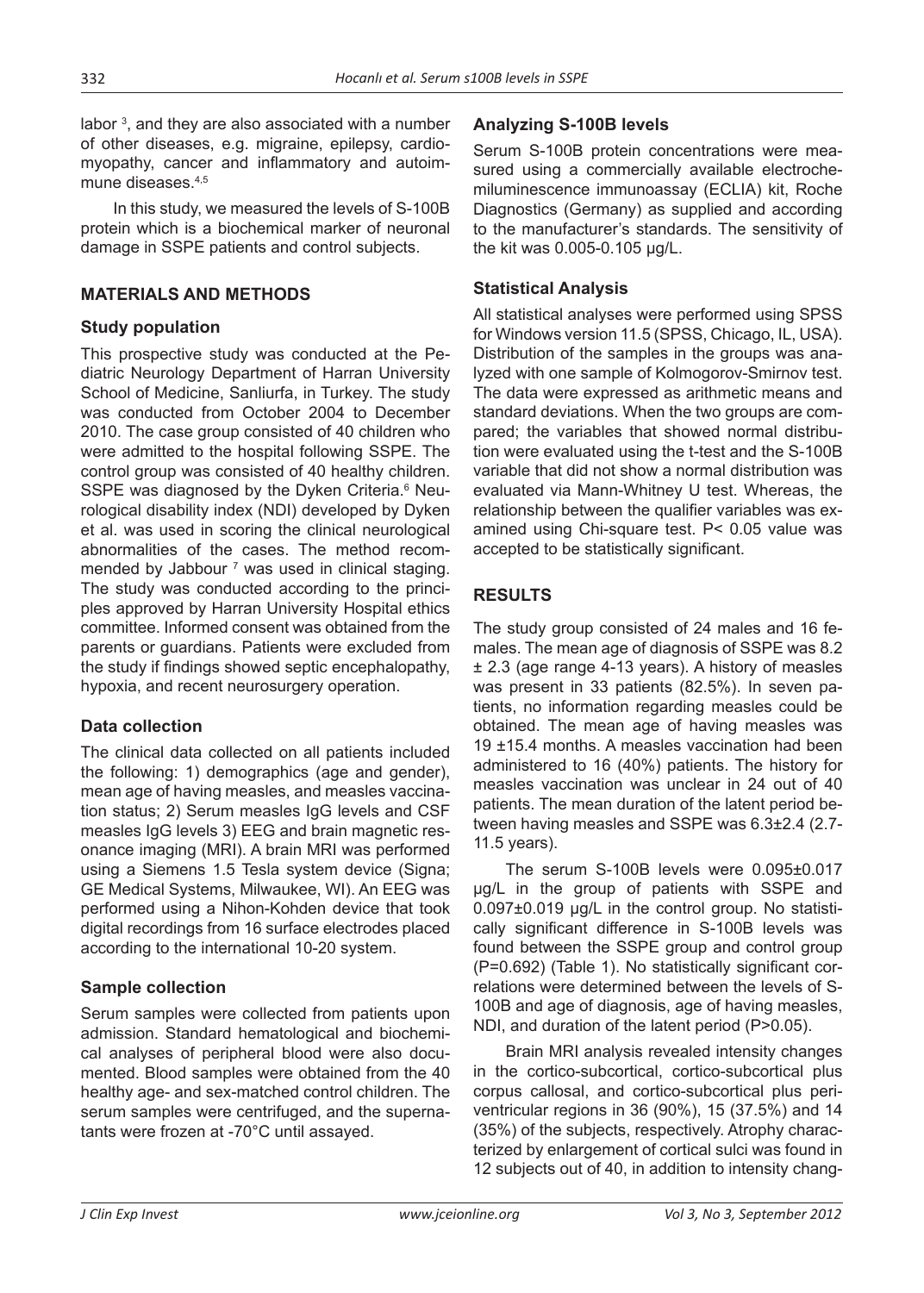labor [3], and they are also associated with a number of other diseases, e.g. migraine, epilepsy, cardiomyopathy, cancer and inflammatory and autoimmune diseases.[4,5]

In this study, we measured the levels of S-100B protein which is a biochemical marker of neuronal damage in SSPE patients and control subjects.

## MATERIALS AND METHODS

### Study population

This prospective study was conducted at the Pediatric Neurology Department of Harran University School of Medicine, Sanliurfa, in Turkey. The study was conducted from October 2004 to December 2010. The case group consisted of 40 children who were admitted to the hospital following SSPE. The control group was consisted of 40 healthy children. SSPE was diagnosed by the Dyken Criteria.[6] Neurological disability index (NDI) developed by Dyken et al. was used in scoring the clinical neurological abnormalities of the cases. The method recommended by Jabbour [7] was used in clinical staging. The study was conducted according to the principles approved by Harran University Hospital ethics committee. Informed consent was obtained from the parents or guardians. Patients were excluded from the study if findings showed septic encephalopathy, hypoxia, and recent neurosurgery operation.

### Data collection

The clinical data collected on all patients included the following: 1) demographics (age and gender), mean age of having measles, and measles vaccination status; 2) Serum measles IgG levels and CSF measles IgG levels 3) EEG and brain magnetic resonance imaging (MRI). A brain MRI was performed using a Siemens 1.5 Tesla system device (Signa; GE Medical Systems, Milwaukee, WI). An EEG was performed using a Nihon-Kohden device that took digital recordings from 16 surface electrodes placed according to the international 10-20 system.

### Sample collection

Serum samples were collected from patients upon admission. Standard hematological and biochemical analyses of peripheral blood were also documented. Blood samples were obtained from the 40 healthy age- and sex-matched control children. The serum samples were centrifuged, and the supernatants were frozen at -70°C until assayed.

### Analyzing S-100B levels

Serum S-100B protein concentrations were measured using a commercially available electrochemiluminescence immunoassay (ECLIA) kit, Roche Diagnostics (Germany) as supplied and according to the manufacturer's standards. The sensitivity of the kit was 0.005-0.105 µg/L.

### Statistical Analysis

All statistical analyses were performed using SPSS for Windows version 11.5 (SPSS, Chicago, IL, USA). Distribution of the samples in the groups was analyzed with one sample of Kolmogorov-Smirnov test. The data were expressed as arithmetic means and standard deviations. When the two groups are compared; the variables that showed normal distribution were evaluated using the t-test and the S-100B variable that did not show a normal distribution was evaluated via Mann-Whitney U test. Whereas, the relationship between the qualifier variables was examined using Chi-square test. $P < 0.05$ value was accepted to be statistically significant.

## RESULTS

The study group consisted of 24 males and 16 females. The mean age of diagnosis of SSPE was 8.2 ± 2.3 (age range 4-13 years). A history of measles was present in 33 patients (82.5%). In seven patients, no information regarding measles could be obtained. The mean age of having measles was 19 ±15.4 months. A measles vaccination had been administered to 16 (40%) patients. The history for measles vaccination was unclear in 24 out of 40 patients. The mean duration of the latent period between having measles and SSPE was 6.3±2.4 (2.7-11.5 years).

The serum S-100B levels were 0.095±0.017 µg/L in the group of patients with SSPE and 0.097±0.019 µg/L in the control group. No statistically significant difference in S-100B levels was found between the SSPE group and control group ($P=0.692$) (Table 1). No statistically significant correlations were determined between the levels of S-100B and age of diagnosis, age of having measles, NDI, and duration of the latent period ($P>0.05$).

Brain MRI analysis revealed intensity changes in the cortico-subcortical, cortico-subcortical plus corpus callosal, and cortico-subcortical plus periventricular regions in 36 (90%), 15 (37.5%) and 14 (35%) of the subjects, respectively. Atrophy characterized by enlargement of cortical sulci was found in 12 subjects out of 40, in addition to intensity chang-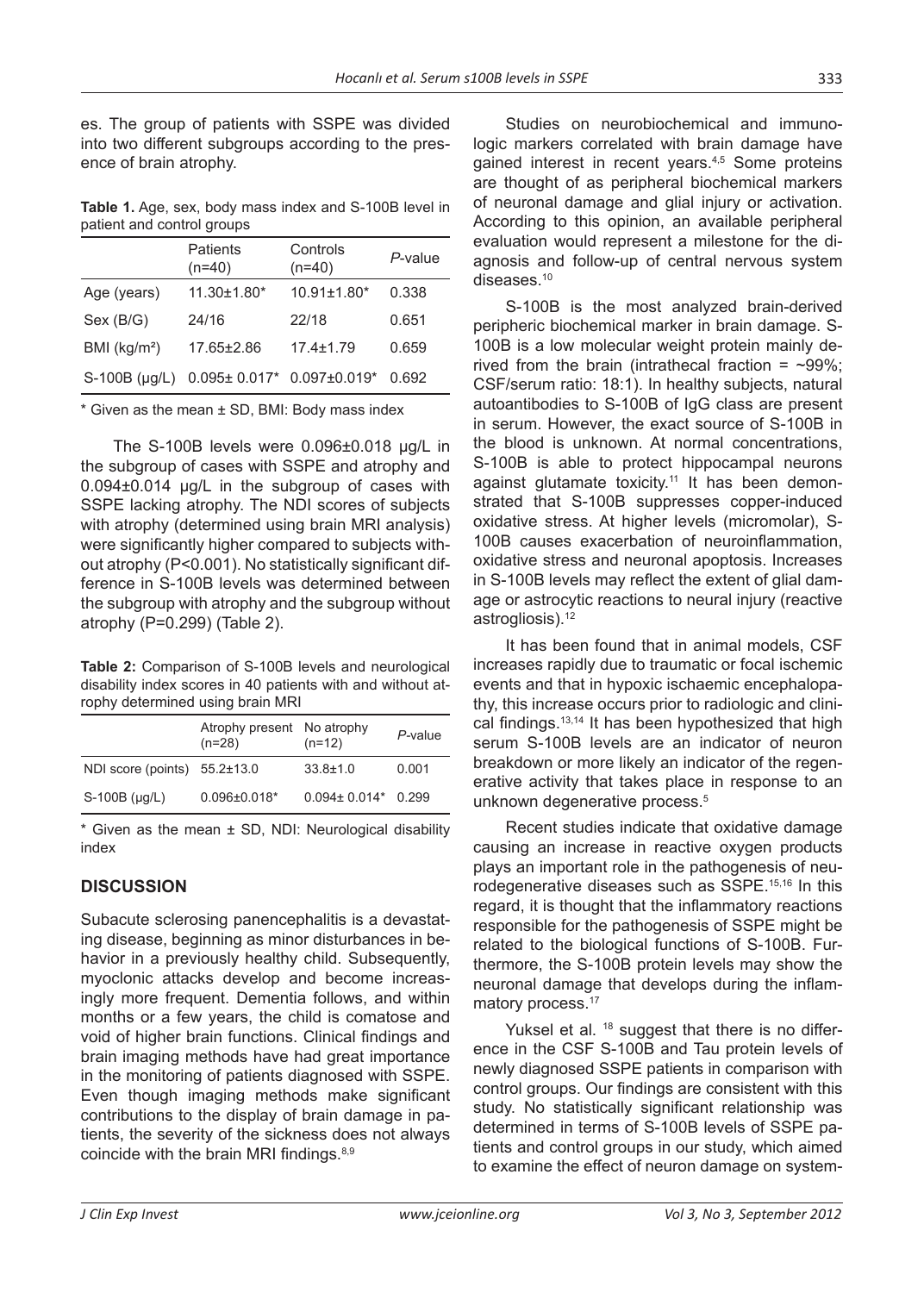es. The group of patients with SSPE was divided into two different subgroups according to the presence of brain atrophy.

**Table 1.** Age, sex, body mass index and S-100B level in patient and control groups

| | Patients (n=40) | Controls (n=40) | *P*-value |
|---|---|---|---|
| Age (years) | 11.30±1.80* | 10.91±1.80* | 0.338 |
| Sex (B/G) | 24/16 | 22/18 | 0.651 |
| BMI (kg/m²) | 17.65±2.86 | 17.4±1.79 | 0.659 |
| S-100B (µg/L) | 0.095± 0.017* | 0.097±0.019* | 0.692 |

\* Given as the mean ± SD, BMI: Body mass index

The S-100B levels were 0.096±0.018 µg/L in the subgroup of cases with SSPE and atrophy and 0.094±0.014 µg/L in the subgroup of cases with SSPE lacking atrophy. The NDI scores of subjects with atrophy (determined using brain MRI analysis) were significantly higher compared to subjects without atrophy (P<0.001). No statistically significant difference in S-100B levels was determined between the subgroup with atrophy and the subgroup without atrophy (P=0.299) (Table 2).

**Table 2:** Comparison of S-100B levels and neurological disability index scores in 40 patients with and without atrophy determined using brain MRI

| | Atrophy present (n=28) | No atrophy (n=12) | *P*-value |
|---|---|---|---|
| NDI score (points) | 55.2±13.0 | 33.8±1.0 | 0.001 |
| S-100B (µg/L) | 0.096±0.018* | 0.094± 0.014* | 0.299 |

\* Given as the mean ± SD, NDI: Neurological disability index

## DISCUSSION

Subacute sclerosing panencephalitis is a devastating disease, beginning as minor disturbances in behavior in a previously healthy child. Subsequently, myoclonic attacks develop and become increasingly more frequent. Dementia follows, and within months or a few years, the child is comatose and void of higher brain functions. Clinical findings and brain imaging methods have had great importance in the monitoring of patients diagnosed with SSPE. Even though imaging methods make significant contributions to the display of brain damage in patients, the severity of the sickness does not always coincide with the brain MRI findings.[8,9]

Studies on neurobiochemical and immunologic markers correlated with brain damage have gained interest in recent years.[4,5] Some proteins are thought of as peripheral biochemical markers of neuronal damage and glial injury or activation. According to this opinion, an available peripheral evaluation would represent a milestone for the diagnosis and follow-up of central nervous system diseases.[10]

S-100B is the most analyzed brain-derived peripheric biochemical marker in brain damage. S-100B is a low molecular weight protein mainly derived from the brain (intrathecal fraction = ~99%; CSF/serum ratio: 18:1). In healthy subjects, natural autoantibodies to S-100B of IgG class are present in serum. However, the exact source of S-100B in the blood is unknown. At normal concentrations, S-100B is able to protect hippocampal neurons against glutamate toxicity.[11] It has been demonstrated that S-100B suppresses copper-induced oxidative stress. At higher levels (micromolar), S-100B causes exacerbation of neuroinflammation, oxidative stress and neuronal apoptosis. Increases in S-100B levels may reflect the extent of glial damage or astrocytic reactions to neural injury (reactive astrogliosis).[12]

It has been found that in animal models, CSF increases rapidly due to traumatic or focal ischemic events and that in hypoxic ischaemic encephalopathy, this increase occurs prior to radiologic and clinical findings.[13,14] It has been hypothesized that high serum S-100B levels are an indicator of neuron breakdown or more likely an indicator of the regenerative activity that takes place in response to an unknown degenerative process.[5]

Recent studies indicate that oxidative damage causing an increase in reactive oxygen products plays an important role in the pathogenesis of neurodegenerative diseases such as SSPE.[15,16] In this regard, it is thought that the inflammatory reactions responsible for the pathogenesis of SSPE might be related to the biological functions of S-100B. Furthermore, the S-100B protein levels may show the neuronal damage that develops during the inflammatory process.[17]

Yuksel et al. [18] suggest that there is no difference in the CSF S-100B and Tau protein levels of newly diagnosed SSPE patients in comparison with control groups. Our findings are consistent with this study. No statistically significant relationship was determined in terms of S-100B levels of SSPE patients and control groups in our study, which aimed to examine the effect of neuron damage on system-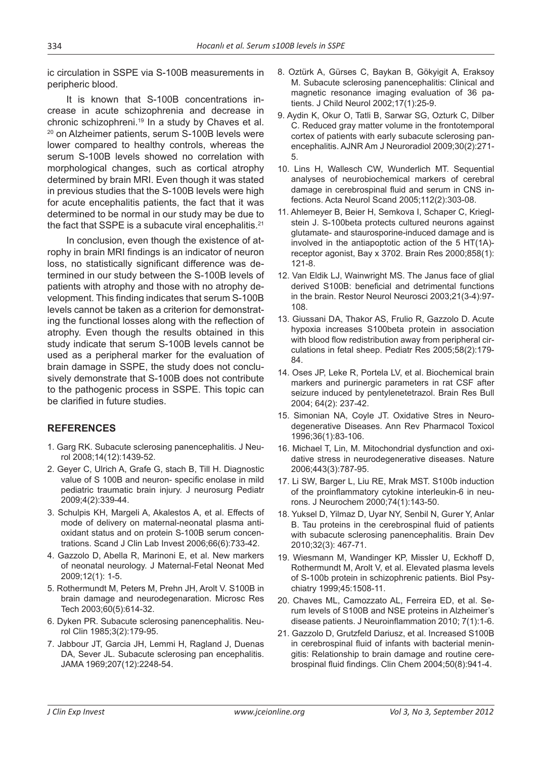ic circulation in SSPE via S-100B measurements in peripheric blood.

It is known that S-100B concentrations increase in acute schizophrenia and decrease in chronic schizophreni.[19] In a study by Chaves et al.[20] on Alzheimer patients, serum S-100B levels were lower compared to healthy controls, whereas the serum S-100B levels showed no correlation with morphological changes, such as cortical atrophy determined by brain MRI. Even though it was stated in previous studies that the S-100B levels were high for acute encephalitis patients, the fact that it was determined to be normal in our study may be due to the fact that SSPE is a subacute viral encephalitis.[21]

In conclusion, even though the existence of atrophy in brain MRI findings is an indicator of neuron loss, no statistically significant difference was determined in our study between the S-100B levels of patients with atrophy and those with no atrophy development. This finding indicates that serum S-100B levels cannot be taken as a criterion for demonstrating the functional losses along with the reflection of atrophy. Even though the results obtained in this study indicate that serum S-100B levels cannot be used as a peripheral marker for the evaluation of brain damage in SSPE, the study does not conclusively demonstrate that S-100B does not contribute to the pathogenic process in SSPE. This topic can be clarified in future studies.

## REFERENCES

1. Garg RK. Subacute sclerosing panencephalitis. J Neurol 2008;14(12):1439-52.
2. Geyer C, Ulrich A, Grafe G, stach B, Till H. Diagnostic value of S 100B and neuron- specific enolase in mild pediatric traumatic brain injury. J neurosurg Pediatr 2009;4(2):339-44.
3. Schulpis KH, Margeli A, Akalestos A, et al. Effects of mode of delivery on maternal-neonatal plasma antioxidant status and on protein S-100B serum concentrations. Scand J Clin Lab Invest 2006;66(6):733-42.
4. Gazzolo D, Abella R, Marinoni E, et al. New markers of neonatal neurology. J Maternal-Fetal Neonat Med 2009;12(1): 1-5.
5. Rothermundt M, Peters M, Prehn JH, Arolt V. S100B in brain damage and neurodegenaration. Microsc Res Tech 2003;60(5):614-32.
6. Dyken PR. Subacute sclerosing panencephalitis. Neurol Clin 1985;3(2):179-95.
7. Jabbour JT, Garcia JH, Lemmi H, Ragland J, Duenas DA, Sever JL. Subacute sclerosing pan encephalitis. JAMA 1969;207(12):2248-54.
8. Oztürk A, Gürses C, Baykan B, Gökyigit A, Eraksoy M. Subacute sclerosing panencephalitis: Clinical and magnetic resonance imaging evaluation of 36 patients. J Child Neurol 2002;17(1):25-9.
9. Aydin K, Okur O, Tatli B, Sarwar SG, Ozturk C, Dilber C. Reduced gray matter volume in the frontotemporal cortex of patients with early subacute sclerosing panencephalitis. AJNR Am J Neuroradiol 2009;30(2):271-5.
10. Lins H, Wallesch CW, Wunderlich MT. Sequential analyses of neurobiochemical markers of cerebral damage in cerebrospinal fluid and serum in CNS infections. Acta Neurol Scand 2005;112(2):303-08.
11. Ahlemeyer B, Beier H, Semkova I, Schaper C, Krieglstein J. S-100beta protects cultured neurons against glutamate- and staurosporine-induced damage and is involved in the antiapoptotic action of the 5 HT(1A)-receptor agonist, Bay x 3702. Brain Res 2000;858(1): 121-8.
12. Van Eldik LJ, Wainwright MS. The Janus face of glial derived S100B: beneficial and detrimental functions in the brain. Restor Neurol Neurosci 2003;21(3-4):97-108.
13. Giussani DA, Thakor AS, Frulio R, Gazzolo D. Acute hypoxia increases S100beta protein in association with blood flow redistribution away from peripheral circulations in fetal sheep. Pediatr Res 2005;58(2):179-84.
14. Oses JP, Leke R, Portela LV, et al. Biochemical brain markers and purinergic parameters in rat CSF after seizure induced by pentylenetetrazol. Brain Res Bull 2004; 64(2): 237-42.
15. Simonian NA, Coyle JT. Oxidative Stres in Neurodegenerative Diseases. Ann Rev Pharmacol Toxicol 1996;36(1):83-106.
16. Michael T, Lin, M. Mitochondrial dysfunction and oxidative stress in neurodegenerative diseases. Nature 2006;443(3):787-95.
17. Li SW, Barger L, Liu RE, Mrak MST. S100b induction of the proinflammatory cytokine interleukin-6 in neurons. J Neurochem 2000;74(1):143-50.
18. Yuksel D, Yilmaz D, Uyar NY, Senbil N, Gurer Y, Anlar B. Tau proteins in the cerebrospinal fluid of patients with subacute sclerosing panencephalitis. Brain Dev 2010;32(3): 467-71.
19. Wiesmann M, Wandinger KP, Missler U, Eckhoff D, Rothermundt M, Arolt V, et al. Elevated plasma levels of S-100b protein in schizophrenic patients. Biol Psychiatry 1999;45:1508-11.
20. Chaves ML, Camozzato AL, Ferreira ED, et al. Serum levels of S100B and NSE proteins in Alzheimer's disease patients. J Neuroinflammation 2010; 7(1):1-6.
21. Gazzolo D, Grutzfeld Dariusz, et al. Increased S100B in cerebrospinal fluid of infants with bacterial meningitis: Relationship to brain damage and routine cerebrospinal fluid findings. Clin Chem 2004;50(8):941-4.